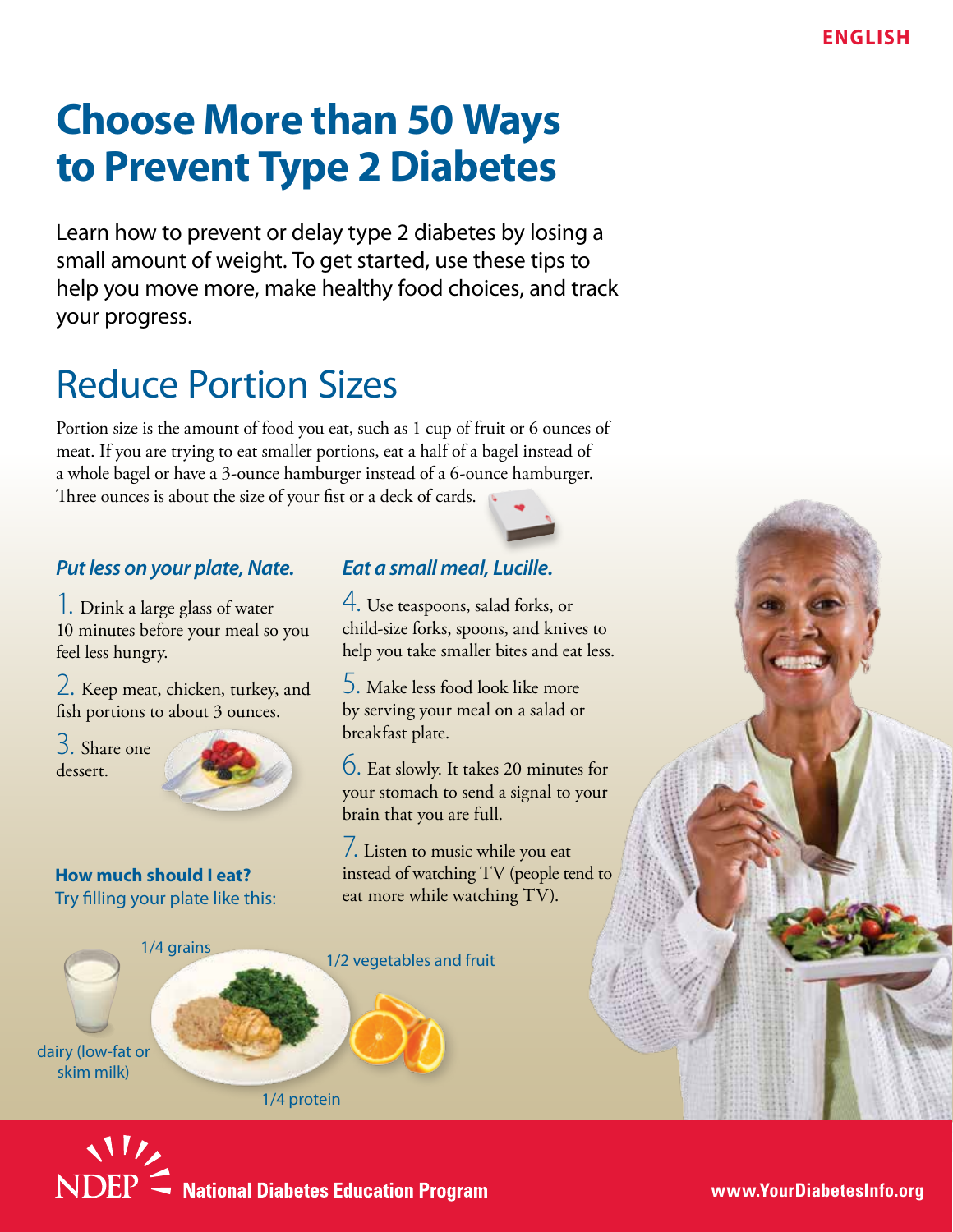ENGLISH

# Choose More than 50 Ways to Prevent Type 2 Diabetes

Learn how to prevent or delay type 2 diabetes by losing a small amount of weight. To get started, use these tips to help you move more, make healthy food choices, and track your progress.

## Reduce Portion Sizes

Portion size is the amount of food you eat, such as 1 cup of fruit or 6 ounces of meat. If you are trying to eat smaller portions, eat a half of a bagel instead of a whole bagel or have a 3-ounce hamburger instead of a 6-ounce hamburger. Three ounces is about the size of your fist or a deck of cards.

### *Put less on your plate, Nate.*

1. Drink a large glass of water 10 minutes before your meal so you feel less hungry.
2. Keep meat, chicken, turkey, and fish portions to about 3 ounces.
3. Share one dessert.

### *Eat a small meal, Lucille.*

4. Use teaspoons, salad forks, or child-size forks, spoons, and knives to help you take smaller bites and eat less.
5. Make less food look like more by serving your meal on a salad or breakfast plate.
6. Eat slowly. It takes 20 minutes for your stomach to send a signal to your brain that you are full.
7. Listen to music while you eat instead of watching TV (people tend to eat more while watching TV).

**How much should I eat?**
Try filling your plate like this:

- 1/4 grains
- 1/2 vegetables and fruit
- 1/4 protein
- dairy (low-fat or skim milk)

NDEP National Diabetes Education Program www.YourDiabetesInfo.org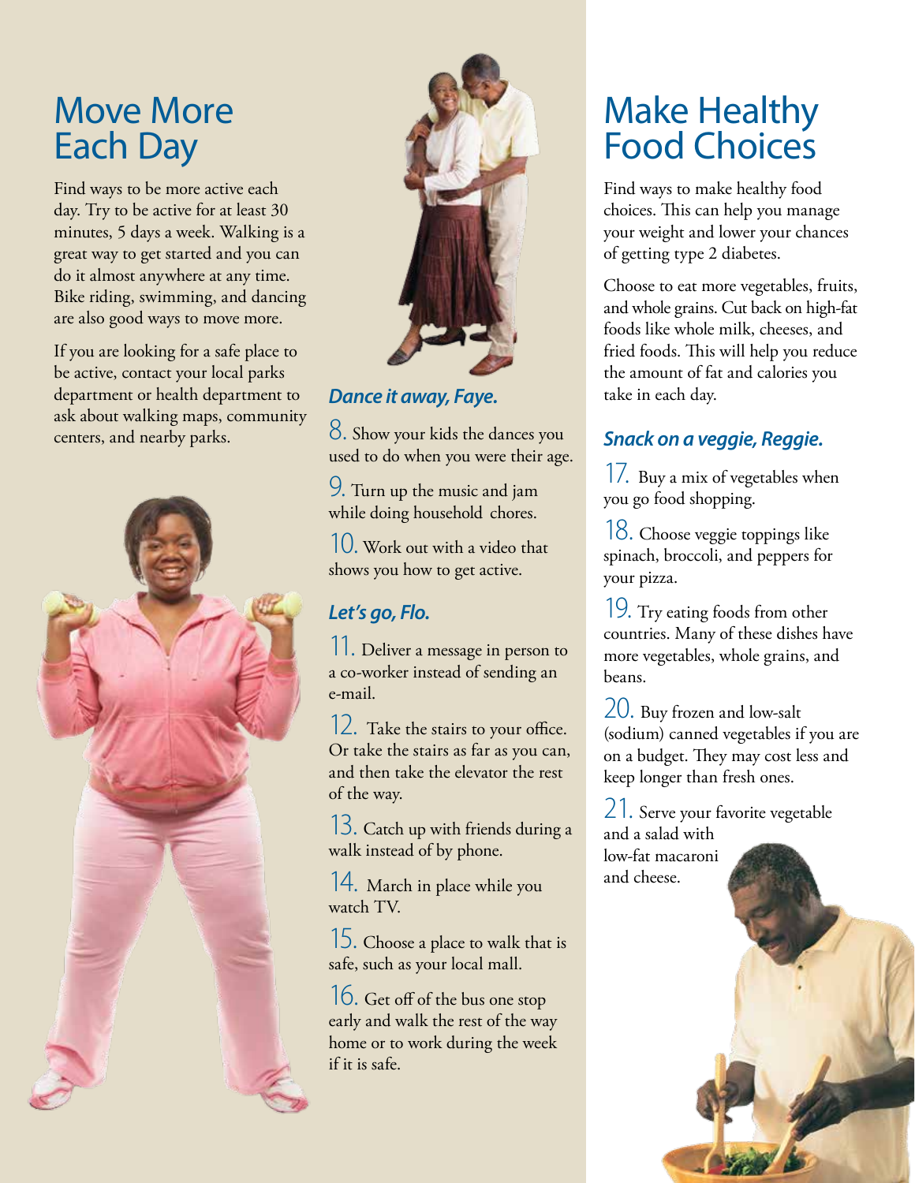# Move More Each Day

Find ways to be more active each day. Try to be active for at least 30 minutes, 5 days a week. Walking is a great way to get started and you can do it almost anywhere at any time. Bike riding, swimming, and dancing are also good ways to move more.

If you are looking for a safe place to be active, contact your local parks department or health department to ask about walking maps, community centers, and nearby parks.

### *Dance it away, Faye.*

8. Show your kids the dances you used to do when you were their age.

9. Turn up the music and jam while doing household chores.

10. Work out with a video that shows you how to get active.

### *Let's go, Flo.*

11. Deliver a message in person to a co-worker instead of sending an e-mail.

12. Take the stairs to your office. Or take the stairs as far as you can, and then take the elevator the rest of the way.

13. Catch up with friends during a walk instead of by phone.

14. March in place while you watch TV.

15. Choose a place to walk that is safe, such as your local mall.

16. Get off of the bus one stop early and walk the rest of the way home or to work during the week if it is safe.

# Make Healthy Food Choices

Find ways to make healthy food choices. This can help you manage your weight and lower your chances of getting type 2 diabetes.

Choose to eat more vegetables, fruits, and whole grains. Cut back on high-fat foods like whole milk, cheeses, and fried foods. This will help you reduce the amount of fat and calories you take in each day.

### *Snack on a veggie, Reggie.*

17. Buy a mix of vegetables when you go food shopping.

18. Choose veggie toppings like spinach, broccoli, and peppers for your pizza.

19. Try eating foods from other countries. Many of these dishes have more vegetables, whole grains, and beans.

20. Buy frozen and low-salt (sodium) canned vegetables if you are on a budget. They may cost less and keep longer than fresh ones.

21. Serve your favorite vegetable and a salad with low-fat macaroni and cheese.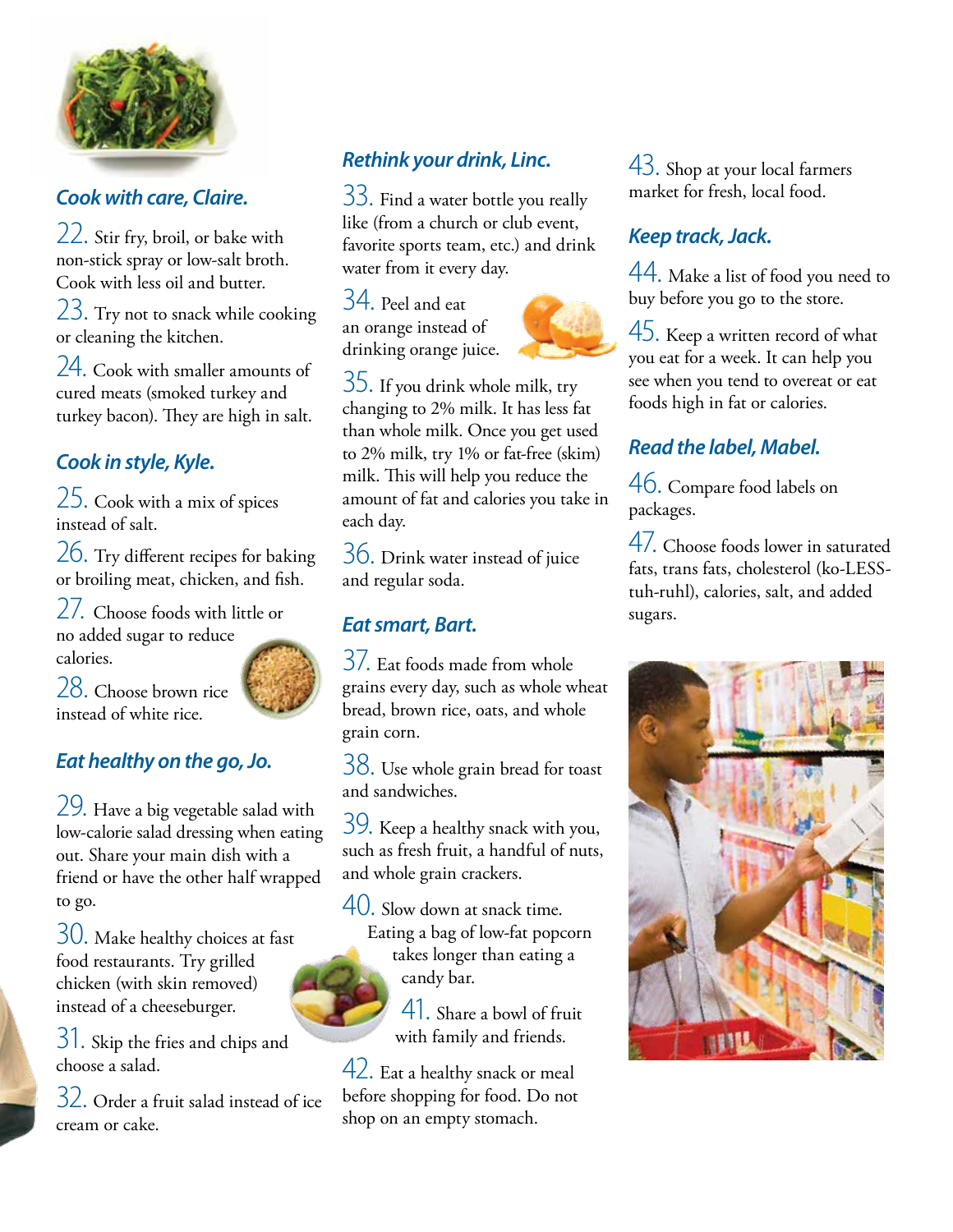## Cook with care, Claire.

22. Stir fry, broil, or bake with non-stick spray or low-salt broth. Cook with less oil and butter.

23. Try not to snack while cooking or cleaning the kitchen.

24. Cook with smaller amounts of cured meats (smoked turkey and turkey bacon). They are high in salt.

## Cook in style, Kyle.

25. Cook with a mix of spices instead of salt.

26. Try different recipes for baking or broiling meat, chicken, and fish.

27. Choose foods with little or no added sugar to reduce calories.

28. Choose brown rice instead of white rice.

## Eat healthy on the go, Jo.

29. Have a big vegetable salad with low-calorie salad dressing when eating out. Share your main dish with a friend or have the other half wrapped to go.

30. Make healthy choices at fast food restaurants. Try grilled chicken (with skin removed) instead of a cheeseburger.

31. Skip the fries and chips and choose a salad.

32. Order a fruit salad instead of ice cream or cake.

## Rethink your drink, Linc.

33. Find a water bottle you really like (from a church or club event, favorite sports team, etc.) and drink water from it every day.

34. Peel and eat an orange instead of drinking orange juice.

35. If you drink whole milk, try changing to 2% milk. It has less fat than whole milk. Once you get used to 2% milk, try 1% or fat-free (skim) milk. This will help you reduce the amount of fat and calories you take in each day.

36. Drink water instead of juice and regular soda.

## Eat smart, Bart.

37. Eat foods made from whole grains every day, such as whole wheat bread, brown rice, oats, and whole grain corn.

38. Use whole grain bread for toast and sandwiches.

39. Keep a healthy snack with you, such as fresh fruit, a handful of nuts, and whole grain crackers.

40. Slow down at snack time. Eating a bag of low-fat popcorn takes longer than eating a candy bar.

41. Share a bowl of fruit with family and friends.

42. Eat a healthy snack or meal before shopping for food. Do not shop on an empty stomach.

43. Shop at your local farmers market for fresh, local food.

## Keep track, Jack.

44. Make a list of food you need to buy before you go to the store.

45. Keep a written record of what you eat for a week. It can help you see when you tend to overeat or eat foods high in fat or calories.

## Read the label, Mabel.

46. Compare food labels on packages.

47. Choose foods lower in saturated fats, trans fats, cholesterol (ko-LESS-tuh-ruhl), calories, salt, and added sugars.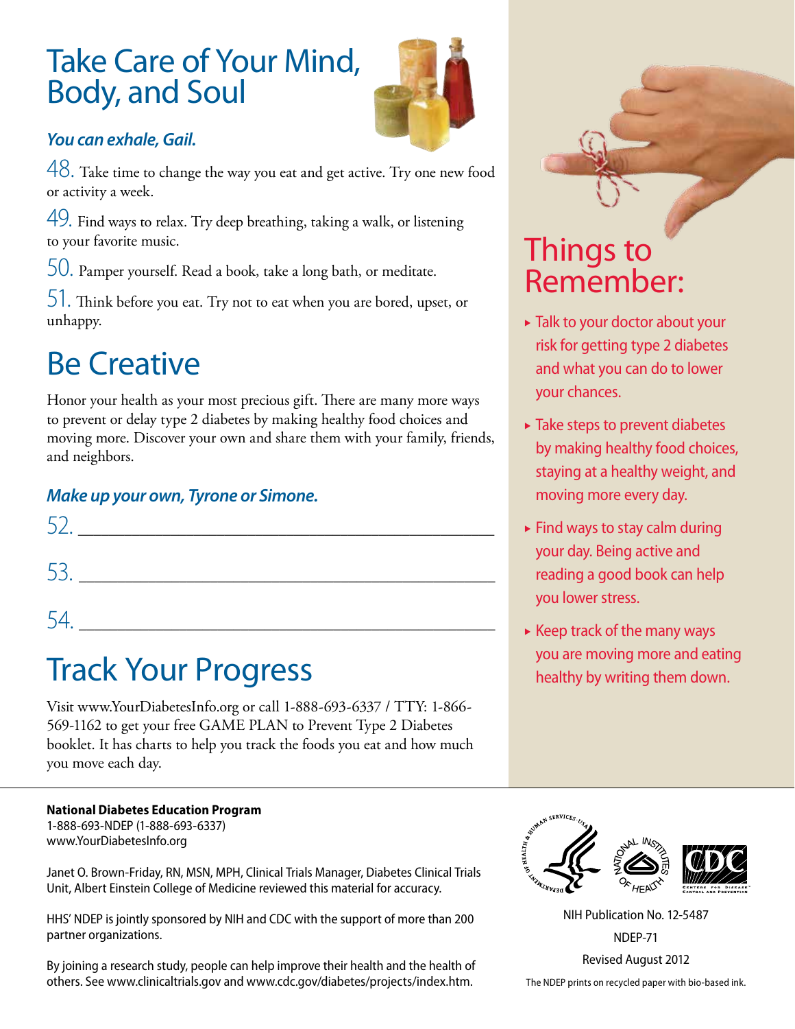## Take Care of Your Mind, Body, and Soul

***You can exhale, Gail.***

48. Take time to change the way you eat and get active. Try one new food or activity a week.

49. Find ways to relax. Try deep breathing, taking a walk, or listening to your favorite music.

50. Pamper yourself. Read a book, take a long bath, or meditate.

51. Think before you eat. Try not to eat when you are bored, upset, or unhappy.

## Be Creative

Honor your health as your most precious gift. There are many more ways to prevent or delay type 2 diabetes by making healthy food choices and moving more. Discover your own and share them with your family, friends, and neighbors.

***Make up your own, Tyrone or Simone.***

52. ____________________________________________

53. ____________________________________________

54. ____________________________________________

## Track Your Progress

Visit www.YourDiabetesInfo.org or call 1-888-693-6337 / TTY: 1-866-569-1162 to get your free GAME PLAN to Prevent Type 2 Diabetes booklet. It has charts to help you track the foods you eat and how much you move each day.

## Things to Remember:

- Talk to your doctor about your risk for getting type 2 diabetes and what you can do to lower your chances.
- Take steps to prevent diabetes by making healthy food choices, staying at a healthy weight, and moving more every day.
- Find ways to stay calm during your day. Being active and reading a good book can help you lower stress.
- Keep track of the many ways you are moving more and eating healthy by writing them down.

**National Diabetes Education Program**
1-888-693-NDEP (1-888-693-6337)
www.YourDiabetesInfo.org

Janet O. Brown-Friday, RN, MSN, MPH, Clinical Trials Manager, Diabetes Clinical Trials Unit, Albert Einstein College of Medicine reviewed this material for accuracy.

HHS' NDEP is jointly sponsored by NIH and CDC with the support of more than 200 partner organizations.

By joining a research study, people can help improve their health and the health of others. See www.clinicaltrials.gov and www.cdc.gov/diabetes/projects/index.htm.

NIH Publication No. 12-5487

NDEP-71

Revised August 2012

The NDEP prints on recycled paper with bio-based ink.